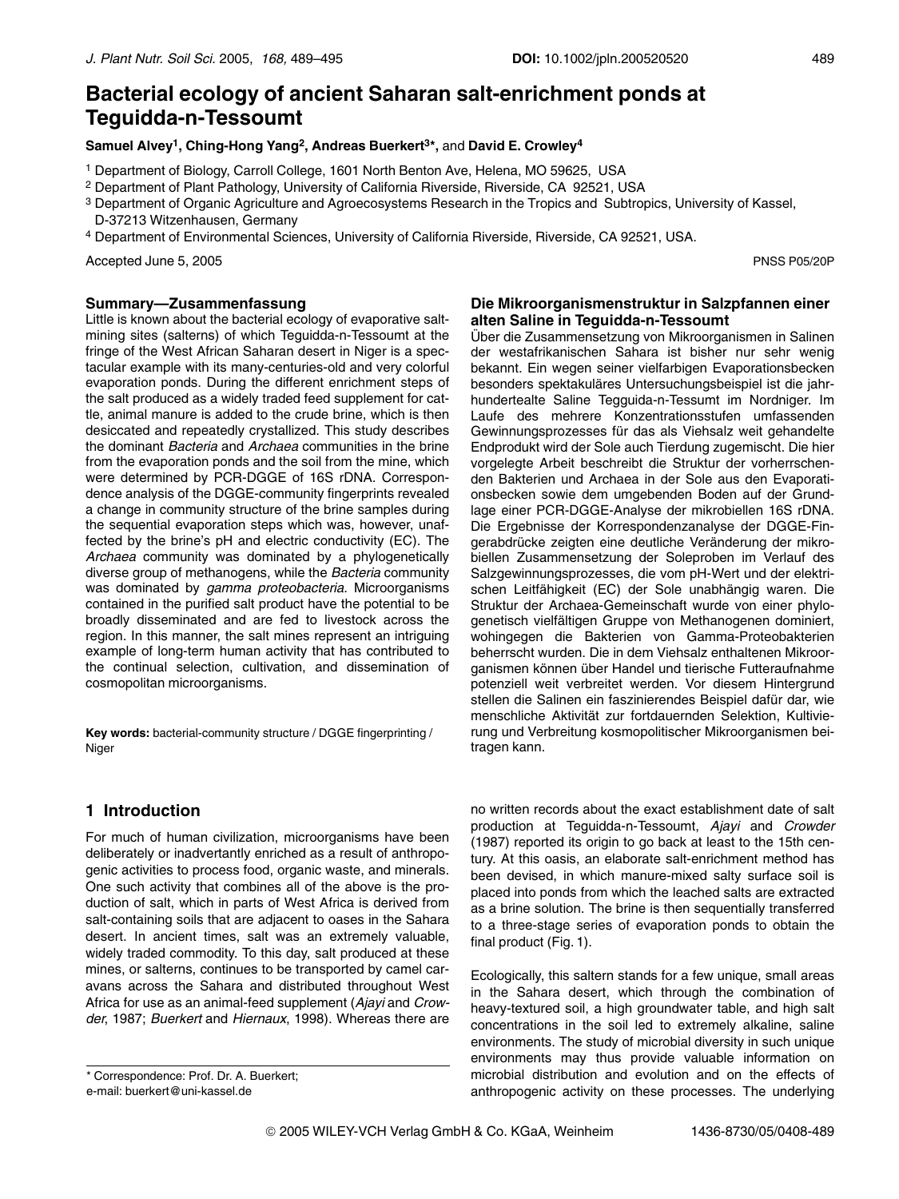# Bacterial ecology of ancient Saharan salt-enrichment ponds at Teguidda-n-Tessoumt

**Samuel Alvey[1], Ching-Hong Yang[2], Andreas Buerkert[3]*, and David E. Crowley[4]**

[1] Department of Biology, Carroll College, 1601 North Benton Ave, Helena, MO 59625, USA

[2] Department of Plant Pathology, University of California Riverside, Riverside, CA 92521, USA

[3] Department of Organic Agriculture and Agroecosystems Research in the Tropics and Subtropics, University of Kassel, D-37213 Witzenhausen, Germany

[4] Department of Environmental Sciences, University of California Riverside, Riverside, CA 92521, USA.

Accepted June 5, 2005

PNSS P05/20P

### Summary—Zusammenfassung

Little is known about the bacterial ecology of evaporative salt-mining sites (salterns) of which Teguidda-n-Tessoumt at the fringe of the West African Saharan desert in Niger is a spectacular example with its many-centuries-old and very colorful evaporation ponds. During the different enrichment steps of the salt produced as a widely traded feed supplement for cattle, animal manure is added to the crude brine, which is then desiccated and repeatedly crystallized. This study describes the dominant *Bacteria* and *Archaea* communities in the brine from the evaporation ponds and the soil from the mine, which were determined by PCR-DGGE of 16S rDNA. Correspondence analysis of the DGGE-community fingerprints revealed a change in community structure of the brine samples during the sequential evaporation steps which was, however, unaffected by the brine's pH and electric conductivity (EC). The *Archaea* community was dominated by a phylogenetically diverse group of methanogens, while the *Bacteria* community was dominated by *gamma proteobacteria.* Microorganisms contained in the purified salt product have the potential to be broadly disseminated and are fed to livestock across the region. In this manner, the salt mines represent an intriguing example of long-term human activity that has contributed to the continual selection, cultivation, and dissemination of cosmopolitan microorganisms.

**Key words:** bacterial-community structure / DGGE fingerprinting / Niger

### Die Mikroorganismenstruktur in Salzpfannen einer alten Saline in Teguidda-n-Tessoumt

Über die Zusammensetzung von Mikroorganismen in Salinen der westafrikanischen Sahara ist bisher nur sehr wenig bekannt. Ein wegen seiner vielfarbigen Evaporationsbecken besonders spektakuläres Untersuchungsbeispiel ist die jahrhundertealte Saline Tegguida-n-Tessumt im Nordniger. Im Laufe des mehrere Konzentrationsstufen umfassenden Gewinnungsprozesses für das als Viehsalz weit gehandelte Endprodukt wird der Sole auch Tierdung zugemischt. Die hier vorgelegte Arbeit beschreibt die Struktur der vorherrschenden Bakterien sowie der Archaea in der Sole aus den Evaporationsbecken sowie dem umgebenden Boden auf der Grundlage einer PCR-DGGE-Analyse der mikrobiellen 16S rDNA. Die Ergebnisse der Korrespondenzanalyse der DGGE-Fingerabdrücke zeigten eine deutliche Veränderung der mikrobiellen Zusammensetzung der Soleproben im Verlauf des Salzgewinnungsprozesses, die vom pH-Wert und der elektrischen Leitfähigkeit (EC) der Sole unabhängig waren. Die Struktur der Archaea-Gemeinschaft wurde von einer phylogenetisch vielfältigen Gruppe von Methanogenen dominiert, wohingegen die Bakterien von Gamma-Proteobakterien beherrscht wurden. Die in dem Viehsalz enthaltenen Mikroorganismen können über Handel und tierische Futteraufnahme potenziell weit verbreitet werden. Vor diesem Hintergrund stellen die Salinen ein faszinierendes Beispiel dafür dar, wie menschliche Aktivität zur fortdauernden Selektion, Kultivierung und Verbreitung kosmopolitischer Mikroorganismen beitragen kann.

## 1 Introduction

For much of human civilization, microorganisms have been deliberately or inadvertantly enriched as a result of anthropogenic activities to process food, organic waste, and minerals. One such activity that combines all of the above is the production of salt, which in parts of West Africa is derived from salt-containing soils that are adjacent to oases in the Sahara desert. In ancient times, salt was an extremely valuable, widely traded commodity. To this day, salt produced at these mines, or salterns, continues to be transported by camel caravans across the Sahara and distributed throughout West Africa for use as an animal-feed supplement (*Ajayi* and *Crowder*, 1987; *Buerkert* and *Hiernaux*, 1998). Whereas there are no written records about the exact establishment date of salt production at Teguidda-n-Tessoumt, *Ajayi* and *Crowder* (1987) reported its origin to go back at least to the 15th century. At this oasis, an elaborate salt-enrichment method has been devised, in which manure-mixed salty surface soil is placed into ponds from which the leached salts are extracted as a brine solution. The brine is then sequentially transferred to a three-stage series of evaporation ponds to obtain the final product (Fig. 1).

Ecologically, this saltern stands for a few unique, small areas in the Sahara desert, which through the combination of heavy-textured soil, a high groundwater table, and high salt concentrations in the soil led to extremely alkaline, saline environments. The study of microbial diversity in such unique environments may thus provide valuable information on microbial distribution and evolution and on the effects of anthropogenic activity on these processes. The underlying

\* Correspondence: Prof. Dr. A. Buerkert;
e-mail: buerkert@uni-kassel.de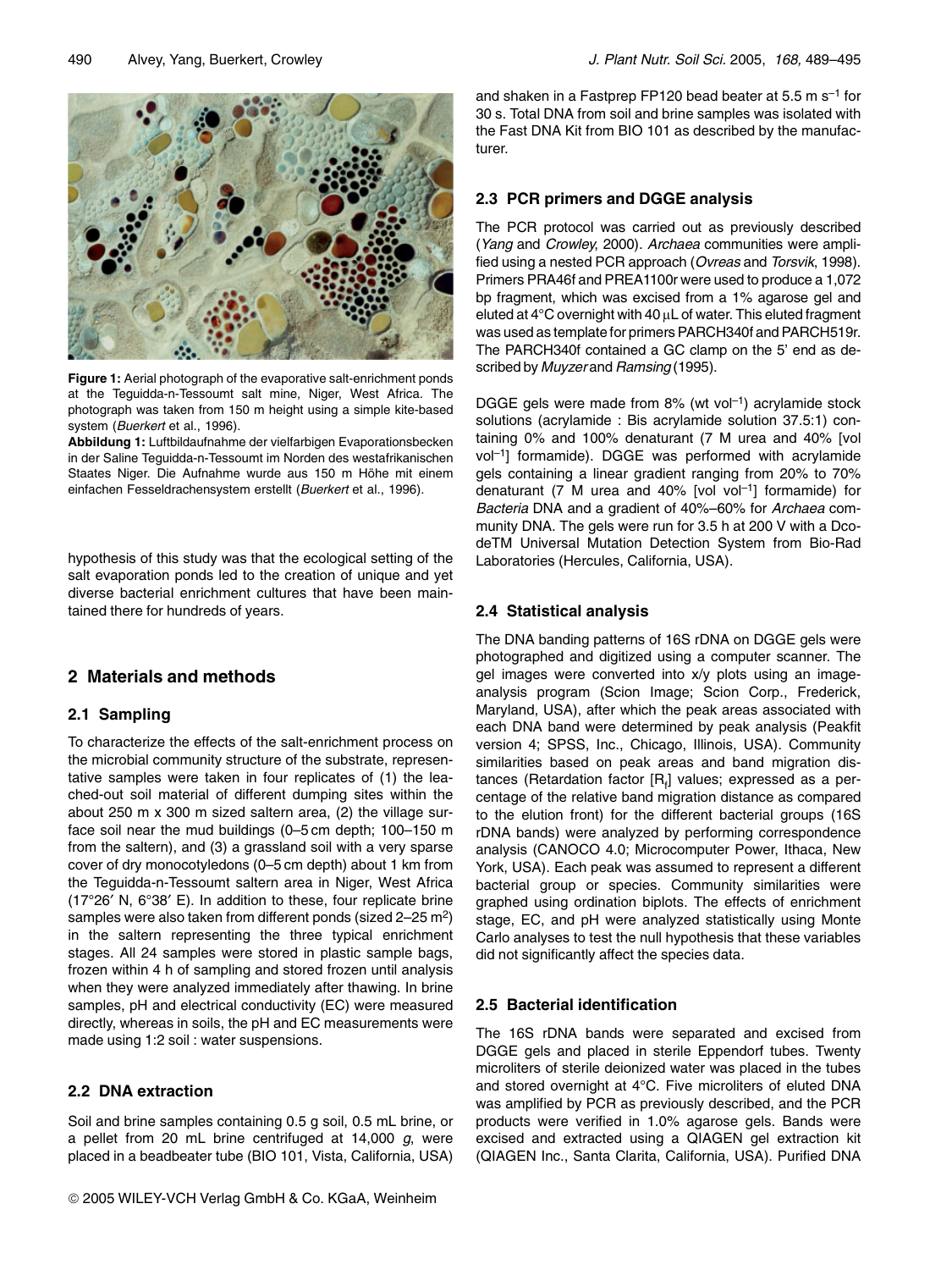**Figure 1:** Aerial photograph of the evaporative salt-enrichment ponds at the Teguidda-n-Tessoumt salt mine, Niger, West Africa. The photograph was taken from 150 m height using a simple kite-based system (*Buerkert* et al., 1996).

**Abbildung 1:** Luftbildaufnahme der vielfarbigen Evaporationsbecken in der Saline Teguidda-n-Tessoumt im Norden des westafrikanischen Staates Niger. Die Aufnahme wurde aus 150 m Höhe mit einem einfachen Fesseldrachensystem erstellt (*Buerkert* et al., 1996).

hypothesis of this study was that the ecological setting of the salt evaporation ponds led to the creation of unique and yet diverse bacterial enrichment cultures that have been maintained there for hundreds of years.

## 2 Materials and methods

### 2.1 Sampling

To characterize the effects of the salt-enrichment process on the microbial community structure of the substrate, representative samples were taken in four replicates of (1) the leached-out soil material of different dumping sites within the about 250 m x 300 m sized saltern area, (2) the village surface soil near the mud buildings (0–5 cm depth; 100–150 m from the saltern), and (3) a grassland soil with a very sparse cover of dry monocotyledons (0–5 cm depth) about 1 km from the Teguidda-n-Tessoumt saltern area in Niger, West Africa (17°26′ N, 6°38′ E). In addition to these, four replicate brine samples were also taken from different ponds (sized 2–25 $m^2$) in the saltern representing the three typical enrichment stages. All 24 samples were stored in plastic sample bags, frozen within 4 h of sampling and stored frozen until analysis when they were analyzed immediately after thawing. In brine samples, pH and electrical conductivity (EC) were measured directly, whereas in soils, the pH and EC measurements were made using 1:2 soil : water suspensions.

### 2.2 DNA extraction

Soil and brine samples containing 0.5 g soil, 0.5 mL brine, or a pellet from 20 mL brine centrifuged at 14,000 *g*, were placed in a beadbeater tube (BIO 101, Vista, California, USA) and shaken in a Fastprep FP120 bead beater at 5.5 m $s^{-1}$ for 30 s. Total DNA from soil and brine samples was isolated with the Fast DNA Kit from BIO 101 as described by the manufacturer.

### 2.3 PCR primers and DGGE analysis

The PCR protocol was carried out as previously described (*Yang* and *Crowley*, 2000). *Archaea* communities were amplified using a nested PCR approach (*Ovreas* and *Torsvik*, 1998). Primers PRA46f and PREA1100r were used to produce a 1,072 bp fragment, which was excised from a 1% agarose gel and eluted at 4°C overnight with 40 μL of water. This eluted fragment was used as template for primers PARCH340f and PARCH519r. The PARCH340f contained a GC clamp on the 5′ end as described by *Muyzer* and *Ramsing* (1995).

DGGE gels were made from 8% (wt $vol^{-1}$) acrylamide stock solutions (acrylamide : Bis acrylamide solution 37.5:1) containing 0% and 100% denaturant (7 M urea and 40% [vol $vol^{-1}$] formamide). DGGE was performed with acrylamide gels containing a linear gradient ranging from 20% to 70% denaturant (7 M urea and 40% [vol $vol^{-1}$] formamide) for *Bacteria* DNA and a gradient of 40%–60% for *Archaea* community DNA. The gels were run for 3.5 h at 200 V with a DcodeTM Universal Mutation Detection System from Bio-Rad Laboratories (Hercules, California, USA).

### 2.4 Statistical analysis

The DNA banding patterns of 16S rDNA on DGGE gels were photographed and digitized using a computer scanner. The gel images were converted into x/y plots using an image-analysis program (Scion Image; Scion Corp., Frederick, Maryland, USA), after which the peak areas associated with each DNA band were determined by peak analysis (Peakfit version 4; SPSS, Inc., Chicago, Illinois, USA). Community similarities based on peak areas and band migration distances (Retardation factor [$R_f$] values; expressed as a percentage of the relative band migration distance as compared to the elution front) for the different bacterial groups (16S rDNA bands) were analyzed by performing correspondence analysis (CANOCO 4.0; Microcomputer Power, Ithaca, New York, USA). Each peak was assumed to represent a different bacterial group or species. Community similarities were graphed using ordination biplots. The effects of enrichment stage, EC, and pH were analyzed statistically using Monte Carlo analyses to test the null hypothesis that these variables did not significantly affect the species data.

### 2.5 Bacterial identification

The 16S rDNA bands were separated and excised from DGGE gels and placed in sterile Eppendorf tubes. Twenty microliters of sterile deionized water was placed in the tubes and stored overnight at 4°C. Five microliters of eluted DNA was amplified by PCR as previously described, and the PCR products were verified in 1.0% agarose gels. Bands were excised and extracted using a QIAGEN gel extraction kit (QIAGEN Inc., Santa Clarita, California, USA). Purified DNA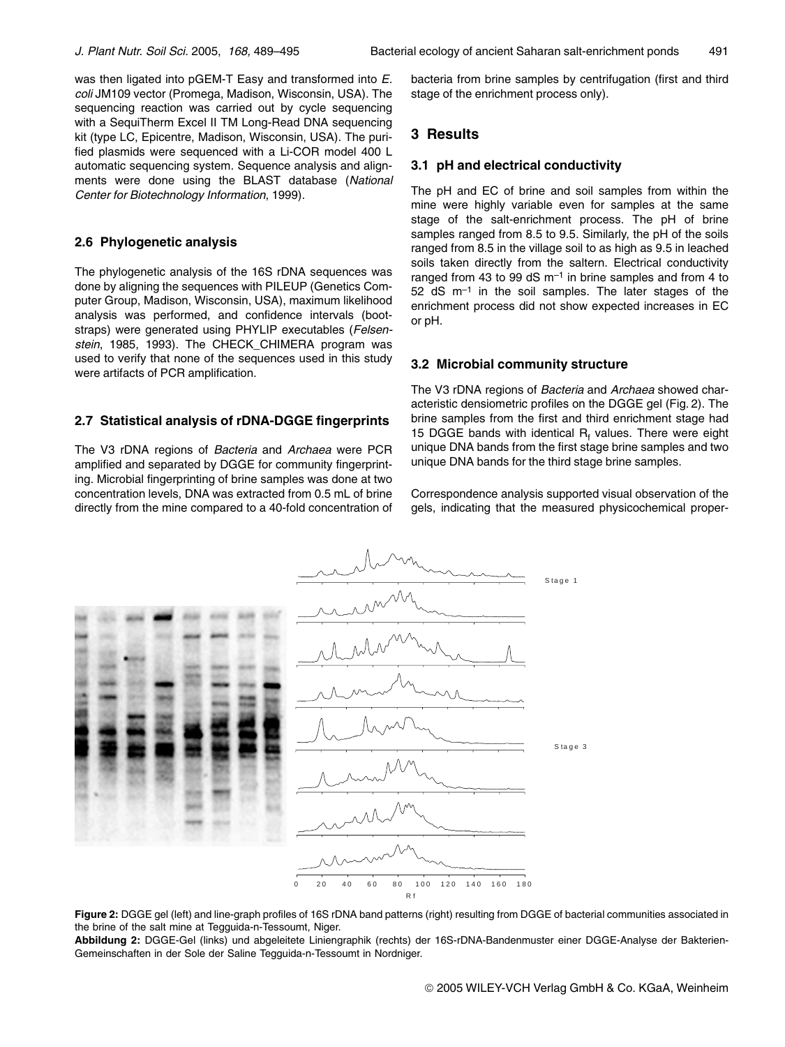was then ligated into pGEM-T Easy and transformed into *E. coli* JM109 vector (Promega, Madison, Wisconsin, USA). The sequencing reaction was carried out by cycle sequencing with a SequiTherm Excel II TM Long-Read DNA sequencing kit (type LC, Epicentre, Madison, Wisconsin, USA). The purified plasmids were sequenced with a Li-COR model 400 L automatic sequencing system. Sequence analysis and alignments were done using the BLAST database (*National Center for Biotechnology Information*, 1999).

### 2.6 Phylogenetic analysis

The phylogenetic analysis of the 16S rDNA sequences was done by aligning the sequences with PILEUP (Genetics Computer Group, Madison, Wisconsin, USA), maximum likelihood analysis was performed, and confidence intervals (bootstraps) were generated using PHYLIP executables (*Felsenstein*, 1985, 1993). The CHECK_CHIMERA program was used to verify that none of the sequences used in this study were artifacts of PCR amplification.

### 2.7 Statistical analysis of rDNA-DGGE fingerprints

The V3 rDNA regions of *Bacteria* and *Archaea* were PCR amplified and separated by DGGE for community fingerprinting. Microbial fingerprinting of brine samples was done at two concentration levels, DNA was extracted from 0.5 mL of brine directly from the mine compared to a 40-fold concentration of bacteria from brine samples by centrifugation (first and third stage of the enrichment process only).

## 3 Results

### 3.1 pH and electrical conductivity

The pH and EC of brine and soil samples from within the mine were highly variable even for samples at the same stage of the salt-enrichment process. The pH of brine samples ranged from 8.5 to 9.5. Similarly, the pH of the soils ranged from 8.5 in the village soil to as high as 9.5 in leached soils taken directly from the saltern. Electrical conductivity ranged from 43 to 99 dS $m^{-1}$ in brine samples and from 4 to 52 dS $m^{-1}$ in the soil samples. The later stages of the enrichment process did not show expected increases in EC or pH.

### 3.2 Microbial community structure

The V3 rDNA regions of *Bacteria* and *Archaea* showed characteristic densiometric profiles on the DGGE gel (Fig. 2). The brine samples from the first and third enrichment stage had 15 DGGE bands with identical $R_f$ values. There were eight unique DNA bands from the first stage brine samples and two unique DNA bands for the third stage brine samples.

Correspondence analysis supported visual observation of the gels, indicating that the measured physicochemical proper-

**Figure 2:** DGGE gel (left) and line-graph profiles of 16S rDNA band patterns (right) resulting from DGGE of bacterial communities associated in the brine of the salt mine at Tegguida-n-Tessoumt, Niger.

**Abbildung 2:** DGGE-Gel (links) und abgeleitete Liniengraphik (rechts) der 16S-rDNA-Bandenmuster einer DGGE-Analyse der Bakterien-Gemeinschaften in der Sole der Saline Tegguida-n-Tessoumt in Nordniger.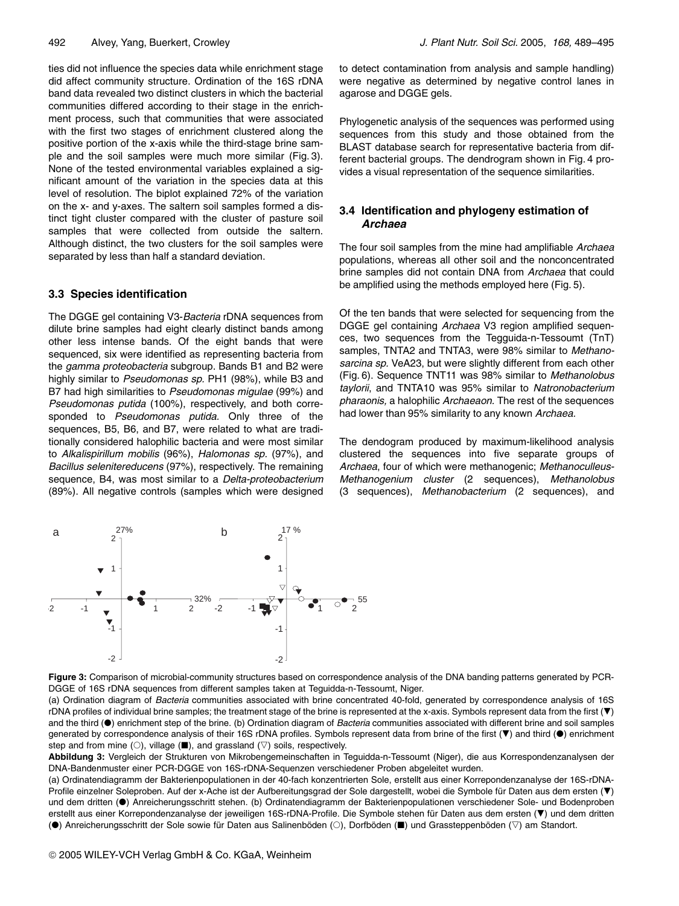ties did not influence the species data while enrichment stage did affect community structure. Ordination of the 16S rDNA band data revealed two distinct clusters in which the bacterial communities differed according to their stage in the enrichment process, such that communities that were associated with the first two stages of enrichment clustered along the positive portion of the x-axis while the third-stage brine sample and the soil samples were much more similar (Fig. 3). None of the tested environmental variables explained a significant amount of the variation in the species data at this level of resolution. The biplot explained 72% of the variation on the x- and y-axes. The saltern soil samples formed a distinct tight cluster compared with the cluster of pasture soil samples that were collected from outside the saltern. Although distinct, the two clusters for the soil samples were separated by less than half a standard deviation.

### 3.3 Species identification

The DGGE gel containing V3-*Bacteria* rDNA sequences from dilute brine samples had eight clearly distinct bands among other less intense bands. Of the eight bands that were sequenced, six were identified as representing bacteria from the *gamma proteobacteria* subgroup. Bands B1 and B2 were highly similar to *Pseudomonas sp.* PH1 (98%), while B3 and B7 had high similarities to *Pseudomonas migulae* (99%) and *Pseudomonas putida* (100%), respectively, and both corresponded to *Pseudomonas putida*. Only three of the sequences, B5, B6, and B7, were related to what are traditionally considered halophilic bacteria and were most similar to *Alkalispirillum mobilis* (96%), *Halomonas sp.* (97%), and *Bacillus selenitereducens* (97%), respectively. The remaining sequence, B4, was most similar to a *Delta-proteobacterium* (89%). All negative controls (samples which were designed to detect contamination from analysis and sample handling) were negative as determined by negative control lanes in agarose and DGGE gels.

Phylogenetic analysis of the sequences was performed using sequences from this study and those obtained from the BLAST database search for representative bacteria from different bacterial groups. The dendrogram shown in Fig. 4 provides a visual representation of the sequence similarities.

### 3.4 Identification and phylogeny estimation of *Archaea*

The four soil samples from the mine had amplifiable *Archaea* populations, whereas all other soil and the nonconcentrated brine samples did not contain DNA from *Archaea* that could be amplified using the methods employed here (Fig. 5).

Of the ten bands that were selected for sequencing from the DGGE gel containing *Archaea* V3 region amplified sequences, two sequences from the Tegguida-n-Tessoumt (TnT) samples, TNTA2 and TNTA3, were 98% similar to *Methanosarcina sp.* VeA23, but were slightly different from each other (Fig. 6). Sequence TNT11 was 98% similar to *Methanolobus taylorii*, and TNTA10 was 95% similar to *Natronobacterium pharaonis,* a halophilic *Archaeaon*. The rest of the sequences had lower than 95% similarity to any known *Archaea*.

The dendogram produced by maximum-likelihood analysis clustered the sequences into five separate groups of *Archaea*, four of which were methanogenic; *Methanoculleus-Methanogenium cluster* (2 sequences), *Methanolobus* (3 sequences), *Methanobacterium* (2 sequences), and

**Figure 3:** Comparison of microbial-community structures based on correspondence analysis of the DNA banding patterns generated by PCR-DGGE of 16S rDNA sequences from different samples taken at Teguidda-n-Tessoumt, Niger.
(a) Ordination diagram of *Bacteria* communities associated with brine concentrated 40-fold, generated by correspondence analysis of 16S rDNA profiles of individual brine samples; the treatment stage of the brine is represented at the x-axis. Symbols represent data from the first (▼) and the third (●) enrichment step of the brine. (b) Ordination diagram of *Bacteria* communities associated with different brine and soil samples generated by correspondence analysis of their 16S rDNA profiles. Symbols represent data from brine of the first (▼) and third (●) enrichment step and from mine (○), village (■), and grassland (▽) soils, respectively.

**Abbildung 3:** Vergleich der Strukturen von Mikrobengemeinschaften in Teguidda-n-Tessoumt (Niger), die aus Korrespondenzanalysen der DNA-Bandenmuster einer PCR-DGGE von 16S-rDNA-Sequenzen verschiedener Proben abgeleitet wurden.
(a) Ordinatendiagramm der Bakterienpopulationen in der 40-fach konzentrierten Sole, erstellt aus einer Korrepondenzanalyse der 16S-rDNA-Profile einzelner Soleproben. Auf der x-Achse ist der Aufbereitungsgrad der Sole dargestellt, wobei die Symbole für Daten aus dem ersten (▼) und dem dritten (●) Anreicherungsschritt stehen. (b) Ordinatendiagramm der Bakterienpopulationen verschiedener Sole- und Bodenproben erstellt aus einer Korrepondenzanalyse der jeweiligen 16S-rDNA-Profile. Die Symbole stehen für Daten aus dem ersten (▼) und dem dritten (●) Anreicherungsschritt der Sole sowie für Daten aus Salinenböden (○), Dorfböden (■) und Grassteppenböden (▽) am Standort.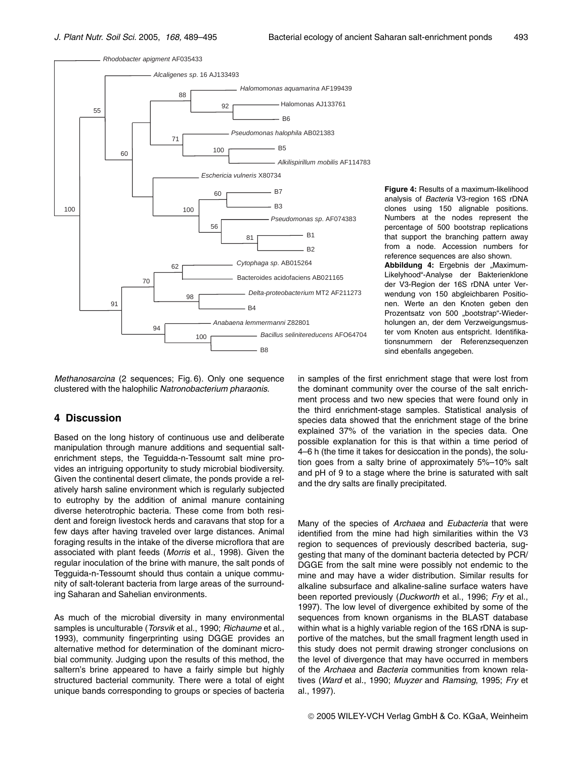**Figure 4:** Results of a maximum-likelihood analysis of *Bacteria* V3-region 16S rDNA clones using 150 alignable positions. Numbers at the nodes represent the percentage of 500 bootstrap replications that support the branching pattern away from a node. Accession numbers for reference sequences are also shown.

**Abbildung 4:** Ergebnis der „Maximum-Likelihood"-Analyse der Bakterienklone der V3-Region der 16S rDNA unter Verwendung von 150 abgleichbaren Positionen. Werte an den Knoten geben den Prozentsatz von 500 „bootstrap"-Wiederholungen an, der dem Verzweigungsmuster vom Knoten aus entspricht. Identifikationsnummern der Referenzsequenzen sind ebenfalls angegeben.

*Methanosarcina* (2 sequences; Fig. 6). Only one sequence clustered with the halophilic *Natronobacterium pharaonis*.

## 4 Discussion

Based on the long history of continuous use and deliberate manipulation through manure additions and sequential salt-enrichment steps, the Teguidda-n-Tessoumt salt mine provides an intriguing opportunity to study microbial biodiversity. Given the continental desert climate, the ponds provide a relatively harsh saline environment which is regularly subjected to eutrophy by the addition of animal manure containing diverse heterotrophic bacteria. These come from both resident and foreign livestock herds and caravans that stop for a few days after having traveled over large distances. Animal foraging results in the intake of the diverse microflora that are associated with plant feeds (*Morris* et al., 1998). Given the regular inoculation of the brine with manure, the salt ponds of Tegguida-n-Tessoumt should thus contain a unique community of salt-tolerant bacteria from large areas of the surrounding Saharan and Sahelian environments.

As much of the microbial diversity in many environmental samples is unculturable (*Torsvik* et al., 1990; *Richaume* et al., 1993), community fingerprinting using DGGE provides an alternative method for determination of the dominant microbial community. Judging upon the results of this method, the saltern's brine appeared to have a fairly simple but highly structured bacterial community. There were a total of eight unique bands corresponding to groups or species of bacteria in samples of the first enrichment stage that were lost from the dominant community over the course of the salt enrichment process and two new species that were found only in the third enrichment-stage samples. Statistical analysis of species data showed that the enrichment stage of the brine explained 37% of the variation in the species data. One possible explanation for this is that within a time period of 4–6 h (the time it takes for desiccation in the ponds), the solution goes from a salty brine of approximately 5%–10% salt and pH of 9 to a stage where the brine is saturated with salt and the dry salts are finally precipitated.

Many of the species of *Archaea* and *Eubacteria* that were identified from the mine had high similarities within the V3 region to sequences of previously described bacteria, suggesting that many of the dominant bacteria detected by PCR/DGGE from the salt mine were possibly not endemic to the mine and may have a wider distribution. Similar results for alkaline subsurface and alkaline-saline surface waters have been reported previously (*Duckworth* et al., 1996; *Fry* et al., 1997). The low level of divergence exhibited by some of the sequences from known organisms in the BLAST database within what is a highly variable region of the 16S rDNA is supportive of the matches, but the small fragment length used in this study does not permit drawing stronger conclusions on the level of divergence that may have occurred in members of the *Archaea* and *Bacteria* communities from known relatives (*Ward* et al., 1990; *Muyzer* and *Ramsing*, 1995; *Fry* et al., 1997).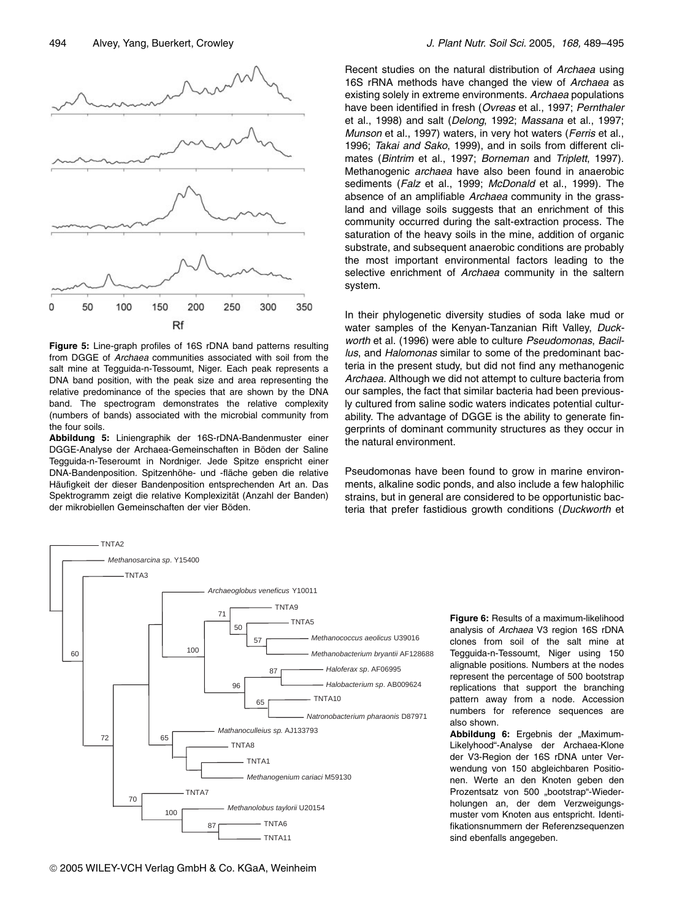**Figure 5:** Line-graph profiles of 16S rDNA band patterns resulting from DGGE of *Archaea* communities associated with soil from the salt mine at Tegguida-n-Tessoumt, Niger. Each peak represents a DNA band position, with the peak size and area representing the relative predominance of the species that are shown by the DNA band. The spectrogram demonstrates the relative complexity (numbers of bands) associated with the microbial community from the four soils.

**Abbildung 5:** Liniengraphik der 16S-rDNA-Bandenmuster einer DGGE-Analyse der Archaea-Gemeinschaften in Böden der Saline Tegguida-n-Teseroumt in Nordniger. Jede Spitze enspricht einer DNA-Bandenposition. Spitzenhöhe- und -fläche geben die relative Häufigkeit der dieser Bandenposition entsprechenden Art an. Das Spektrogramm zeigt die relative Komplexizität (Anzahl der Banden) der mikrobiellen Gemeinschaften der vier Böden.

Recent studies on the natural distribution of *Archaea* using 16S rRNA methods have changed the view of *Archaea* as existing solely in extreme environments. *Archaea* populations have been identified in fresh (*Ovreas* et al., 1997; *Pernthaler* et al., 1998) and salt (*Delong*, 1992; *Massana* et al., 1997; *Munson* et al., 1997) waters, in very hot waters (*Ferris* et al., 1996; *Takai and Sako*, 1999), and in soils from different climates (*Bintrim* et al., 1997; *Borneman* and *Triplett*, 1997). Methanogenic *archaea* have also been found in anaerobic sediments (*Falz* et al., 1999; *McDonald* et al., 1999). The absence of an amplifiable *Archaea* community in the grassland and village soils suggests that an enrichment of this community occurred during the salt-extraction process. The saturation of the heavy soils in the mine, addition of organic substrate, and subsequent anaerobic conditions are probably the most important environmental factors leading to the selective enrichment of *Archaea* community in the saltern system.

In their phylogenetic diversity studies of soda lake mud or water samples of the Kenyan-Tanzanian Rift Valley, *Duckworth* et al. (1996) were able to culture *Pseudomonas*, *Bacillus*, and *Halomonas* similar to some of the predominant bacteria in the present study, but did not find any methanogenic *Archaea*. Although we did not attempt to culture bacteria from our samples, the fact that similar bacteria had been previously cultured from saline sodic waters indicates potential culturability. The advantage of DGGE is the ability to generate fingerprints of dominant community structures as they occur in the natural environment.

Pseudomonas have been found to grow in marine environments, alkaline sodic ponds, and also include a few halophilic strains, but in general are considered to be opportunistic bacteria that prefer fastidious growth conditions (*Duckworth* et

**Figure 6:** Results of a maximum-likelihood analysis of *Archaea* V3 region 16S rDNA clones from soil of the salt mine at Tegguida-n-Tessoumt, Niger using 150 alignable positions. Numbers at the nodes represent the percentage of 500 bootstrap replications that support the branching pattern away from a node. Accession numbers for reference sequences are also shown.

**Abbildung 6:** Ergebnis der „Maximum-Likelyhood"-Analyse der Archaea-Klone der V3-Region der 16S rDNA unter Verwendung von 150 abgleichbaren Positionen. Werte an den Knoten geben den Prozentsatz von 500 „bootstrap"-Wiederholungen an, der dem Verzweigungsmuster vom Knoten aus entspricht. Identifikationsnummern der Referenzsequenzen sind ebenfalls angegeben.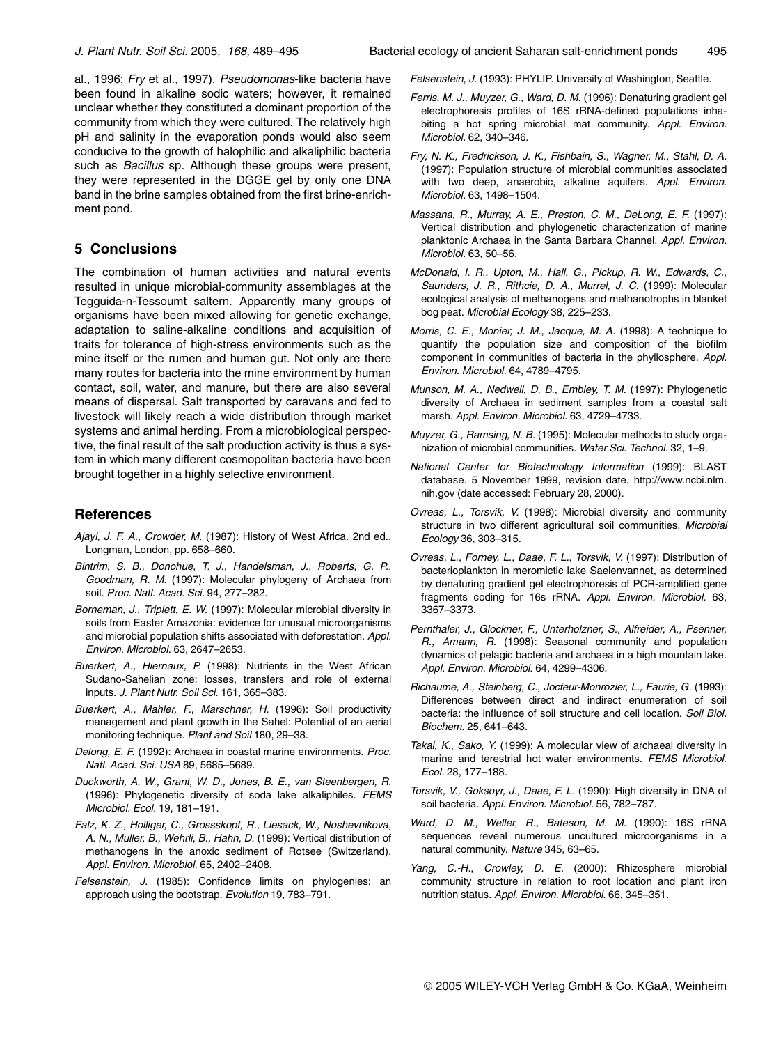al., 1996; *Fry* et al., 1997). *Pseudomonas*-like bacteria have been found in alkaline sodic waters; however, it remained unclear whether they constituted a dominant proportion of the community from which they were cultured. The relatively high pH and salinity in the evaporation ponds would also seem conducive to the growth of halophilic and alkaliphilic bacteria such as *Bacillus* sp. Although these groups were present, they were represented in the DGGE gel by only one DNA band in the brine samples obtained from the first brine-enrichment pond.

## 5 Conclusions

The combination of human activities and natural events resulted in unique microbial-community assemblages at the Tegguida-n-Tessoumt saltern. Apparently many groups of organisms have been mixed allowing for genetic exchange, adaptation to saline-alkaline conditions and acquisition of traits for tolerance of high-stress environments such as the mine itself or the rumen and human gut. Not only are there many routes for bacteria into the mine environment by human contact, soil, water, and manure, but there are also several means of dispersal. Salt transported by caravans and fed to livestock will likely reach a wide distribution through market systems and animal herding. From a microbiological perspective, the final result of the salt production activity is thus a system in which many different cosmopolitan bacteria have been brought together in a highly selective environment.

## References

*Ajayi, J. F. A., Crowder, M.* (1987): History of West Africa. 2nd ed., Longman, London, pp. 658–660.

*Bintrim, S. B., Donohue, T. J., Handelsman, J., Roberts, G. P., Goodman, R. M.* (1997): Molecular phylogeny of Archaea from soil. *Proc. Natl. Acad. Sci.* 94, 277–282.

*Borneman, J., Triplett, E. W.* (1997): Molecular microbial diversity in soils from Easter Amazonia: evidence for unusual microorganisms and microbial population shifts associated with deforestation. *Appl. Environ. Microbiol.* 63, 2647–2653.

*Buerkert, A., Hiernaux, P.* (1998): Nutrients in the West African Sudano-Sahelian zone: losses, transfers and role of external inputs. *J. Plant Nutr. Soil Sci.* 161, 365–383.

*Buerkert, A., Mahler, F., Marschner, H.* (1996): Soil productivity management and plant growth in the Sahel: Potential of an aerial monitoring technique. *Plant and Soil* 180, 29–38.

*Delong, E. F.* (1992): Archaea in coastal marine environments. *Proc. Natl. Acad. Sci. USA* 89, 5685–5689.

*Duckworth, A. W., Grant, W. D., Jones, B. E., van Steenbergen, R.* (1996): Phylogenetic diversity of soda lake alkaliphiles. *FEMS Microbiol. Ecol.* 19, 181–191.

*Falz, K. Z., Holliger, C., Grossskopf, R., Liesack, W., Noshevnikova, A. N., Muller, B., Wehrli, B., Hahn, D.* (1999): Vertical distribution of methanogens in the anoxic sediment of Rotsee (Switzerland). *Appl. Environ. Microbiol.* 65, 2402–2408.

*Felsenstein, J.* (1985): Confidence limits on phylogenies: an approach using the bootstrap. *Evolution* 19, 783–791.

*Felsenstein, J.* (1993): PHYLIP. University of Washington, Seattle.

*Ferris, M. J., Muyzer, G., Ward, D. M.* (1996): Denaturing gradient gel electrophoresis profiles of 16S rRNA-defined populations inhabiting a hot spring microbial mat community. *Appl. Environ. Microbiol.* 62, 340–346.

*Fry, N. K., Fredrickson, J. K., Fishbain, S., Wagner, M., Stahl, D. A.* (1997): Population structure of microbial communities associated with two deep, anaerobic, alkaline aquifers. *Appl. Environ. Microbiol.* 63, 1498–1504.

*Massana, R., Murray, A. E., Preston, C. M., DeLong, E. F.* (1997): Vertical distribution and phylogenetic characterization of marine planktonic Archaea in the Santa Barbara Channel. *Appl. Environ. Microbiol.* 63, 50–56.

*McDonald, I. R., Upton, M., Hall, G., Pickup, R. W., Edwards, C., Saunders, J. R., Rithcie, D. A., Murrel, J. C.* (1999): Molecular ecological analysis of methanogens and methanotrophs in blanket bog peat. *Microbial Ecology* 38, 225–233.

*Morris, C. E., Monier, J. M., Jacque, M. A.* (1998): A technique to quantify the population size and composition of the biofilm component in communities of bacteria in the phyllosphere. *Appl. Environ. Microbiol.* 64, 4789–4795.

*Munson, M. A., Nedwell, D. B., Embley, T. M.* (1997): Phylogenetic diversity of Archaea in sediment samples from a coastal salt marsh. *Appl. Environ. Microbiol.* 63, 4729–4733.

*Muyzer, G., Ramsing, N. B.* (1995): Molecular methods to study organization of microbial communities. *Water Sci. Technol.* 32, 1–9.

*National Center for Biotechnology Information* (1999): BLAST database. 5 November 1999, revision date. http://www.ncbi.nlm.nih.gov (date accessed: February 28, 2000).

*Ovreas, L., Torsvik, V.* (1998): Microbial diversity and community structure in two different agricultural soil communities. *Microbial Ecology* 36, 303–315.

*Ovreas, L., Forney, L., Daae, F. L., Torsvik, V.* (1997): Distribution of bacterioplankton in meromictic lake Saelenvannet, as determined by denaturing gradient gel electrophoresis of PCR-amplified gene fragments coding for 16s rRNA. *Appl. Environ. Microbiol.* 63, 3367–3373.

*Pernthaler, J., Glockner, F., Unterholzner, S., Alfreider, A., Psenner, R., Amann, R.* (1998): Seasonal community and population dynamics of pelagic bacteria and archaea in a high mountain lake. *Appl. Environ. Microbiol.* 64, 4299–4306.

*Richaume, A., Steinberg, C., Jocteur-Monrozier, L., Faurie, G.* (1993): Differences between direct and indirect enumeration of soil bacteria: the influence of soil structure and cell location. *Soil Biol. Biochem.* 25, 641–643.

*Takai, K., Sako, Y.* (1999): A molecular view of archaeal diversity in marine and terestrial hot water environments. *FEMS Microbiol. Ecol.* 28, 177–188.

*Torsvik, V., Goksoyr, J., Daae, F. L.* (1990): High diversity in DNA of soil bacteria. *Appl. Environ. Microbiol.* 56, 782–787.

*Ward, D. M., Weller, R., Bateson, M. M.* (1990): 16S rRNA sequences reveal numerous uncultured microorganisms in a natural community. *Nature* 345, 63–65.

*Yang, C.-H., Crowley, D. E.* (2000): Rhizosphere microbial community structure in relation to root location and plant iron nutrition status. *Appl. Environ. Microbiol.* 66, 345–351.